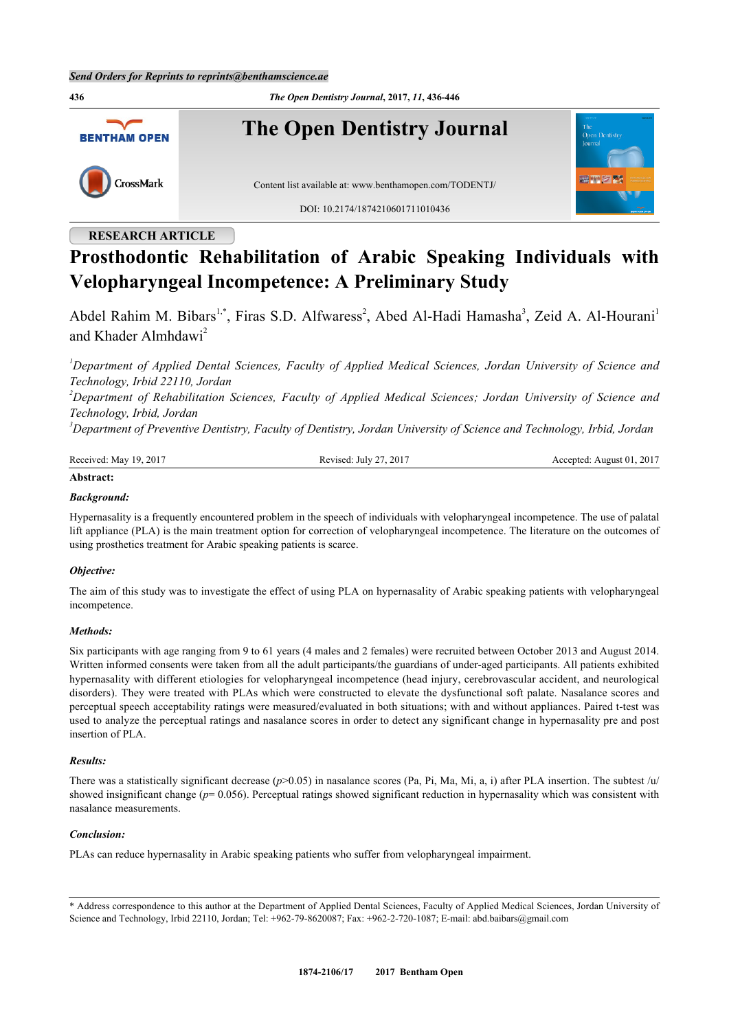Send Orders for Reprints to reprints@benthamscience.ae

**RESEARCH ARTICLE**

# Prosthodontic Rehabilitation of Arabic Speaking Individuals with Velopharyngeal Incompetence: A Preliminary Study

Abdel Rahim M. Bibars[1,*], Firas S.D. Alfwaress[2], Abed Al-Hadi Hamasha[3], Zeid A. Al-Hourani[1] and Khader Almhdawi[2]

*[1]Department of Applied Dental Sciences, Faculty of Applied Medical Sciences, Jordan University of Science and Technology, Irbid 22110, Jordan*

*[2]Department of Rehabilitation Sciences, Faculty of Applied Medical Sciences; Jordan University of Science and Technology, Irbid, Jordan*

*[3]Department of Preventive Dentistry, Faculty of Dentistry, Jordan University of Science and Technology, Irbid, Jordan*

Received: May 19, 2017 | Revised: July 27, 2017 | Accepted: August 01, 2017

**Abstract:**

***Background:***

Hypernasality is a frequently encountered problem in the speech of individuals with velopharyngeal incompetence. The use of palatal lift appliance (PLA) is the main treatment option for correction of velopharyngeal incompetence. The literature on the outcomes of using prosthetics treatment for Arabic speaking patients is scarce.

***Objective:***

The aim of this study was to investigate the effect of using PLA on hypernasality of Arabic speaking patients with velopharyngeal incompetence.

***Methods:***

Six participants with age ranging from 9 to 61 years (4 males and 2 females) were recruited between October 2013 and August 2014. Written informed consents were taken from all the adult participants/the guardians of under-aged participants. All patients exhibited hypernasality with different etiologies for velopharyngeal incompetence (head injury, cerebrovascular accident, and neurological disorders). They were treated with PLAs which were constructed to elevate the dysfunctional soft palate. Nasalance scores and perceptual speech acceptability ratings were measured/evaluated in both situations; with and without appliances. Paired t-test was used to analyze the perceptual ratings and nasalance scores in order to detect any significant change in hypernasality pre and post insertion of PLA.

***Results:***

There was a statistically significant decrease ($p$>0.05) in nasalance scores (Pa, Pi, Ma, Mi, a, i) after PLA insertion. The subtest /u/ showed insignificant change ($p$= 0.056). Perceptual ratings showed significant reduction in hypernasality which was consistent with nasalance measurements.

***Conclusion:***

PLAs can reduce hypernasality in Arabic speaking patients who suffer from velopharyngeal impairment.

---

\* Address correspondence to this author at the Department of Applied Dental Sciences, Faculty of Applied Medical Sciences, Jordan University of Science and Technology, Irbid 22110, Jordan; Tel: +962-79-8620087; Fax: +962-2-720-1087; E-mail: abd.baibars@gmail.com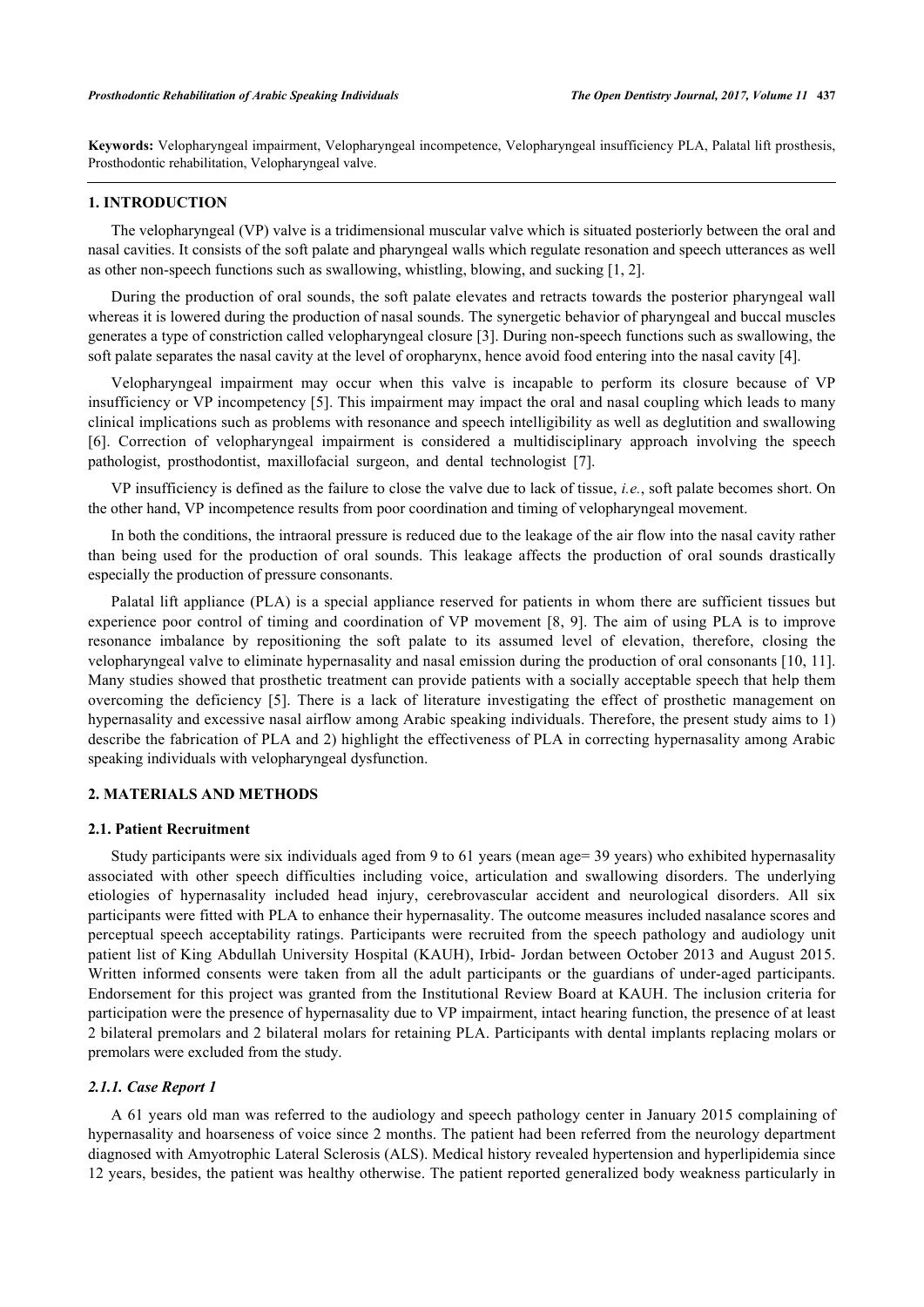**Keywords:** Velopharyngeal impairment, Velopharyngeal incompetence, Velopharyngeal insufficiency PLA, Palatal lift prosthesis, Prosthodontic rehabilitation, Velopharyngeal valve.

## 1. INTRODUCTION

The velopharyngeal (VP) valve is a tridimensional muscular valve which is situated posteriorly between the oral and nasal cavities. It consists of the soft palate and pharyngeal walls which regulate resonation and speech utterances as well as other non-speech functions such as swallowing, whistling, blowing, and sucking [1, 2].

During the production of oral sounds, the soft palate elevates and retracts towards the posterior pharyngeal wall whereas it is lowered during the production of nasal sounds. The synergetic behavior of pharyngeal and buccal muscles generates a type of constriction called velopharyngeal closure [3]. During non-speech functions such as swallowing, the soft palate separates the nasal cavity at the level of oropharynx, hence avoid food entering into the nasal cavity [4].

Velopharyngeal impairment may occur when this valve is incapable to perform its closure because of VP insufficiency or VP incompetency [5]. This impairment may impact the oral and nasal coupling which leads to many clinical implications such as problems with resonance and speech intelligibility as well as deglutition and swallowing [6]. Correction of velopharyngeal impairment is considered a multidisciplinary approach involving the speech pathologist, prosthodontist, maxillofacial surgeon, and dental technologist [7].

VP insufficiency is defined as the failure to close the valve due to lack of tissue, *i.e.*, soft palate becomes short. On the other hand, VP incompetence results from poor coordination and timing of velopharyngeal movement.

In both the conditions, the intraoral pressure is reduced due to the leakage of the air flow into the nasal cavity rather than being used for the production of oral sounds. This leakage affects the production of oral sounds drastically especially the production of pressure consonants.

Palatal lift appliance (PLA) is a special appliance reserved for patients in whom there are sufficient tissues but experience poor control of timing and coordination of VP movement [8, 9]. The aim of using PLA is to improve resonance imbalance by repositioning the soft palate to its assumed level of elevation, therefore, closing the velopharyngeal valve to eliminate hypernasality and nasal emission during the production of oral consonants [10, 11]. Many studies showed that prosthetic treatment can provide patients with a socially acceptable speech that help them overcoming the deficiency [5]. There is a lack of literature investigating the effect of prosthetic management on hypernasality and excessive nasal airflow among Arabic speaking individuals. Therefore, the present study aims to 1) describe the fabrication of PLA and 2) highlight the effectiveness of PLA in correcting hypernasality among Arabic speaking individuals with velopharyngeal dysfunction.

## 2. MATERIALS AND METHODS

### 2.1. Patient Recruitment

Study participants were six individuals aged from 9 to 61 years (mean age= 39 years) who exhibited hypernasality associated with other speech difficulties including voice, articulation and swallowing disorders. The underlying etiologies of hypernasality included head injury, cerebrovascular accident and neurological disorders. All six participants were fitted with PLA to enhance their hypernasality. The outcome measures included nasalance scores and perceptual speech acceptability ratings. Participants were recruited from the speech pathology and audiology unit patient list of King Abdullah University Hospital (KAUH), Irbid- Jordan between October 2013 and August 2015. Written informed consents were taken from all the adult participants or the guardians of under-aged participants. Endorsement for this project was granted from the Institutional Review Board at KAUH. The inclusion criteria for participation were the presence of hypernasality due to VP impairment, intact hearing function, the presence of at least 2 bilateral premolars and 2 bilateral molars for retaining PLA. Participants with dental implants replacing molars or premolars were excluded from the study.

#### *2.1.1. Case Report 1*

A 61 years old man was referred to the audiology and speech pathology center in January 2015 complaining of hypernasality and hoarseness of voice since 2 months. The patient had been referred from the neurology department diagnosed with Amyotrophic Lateral Sclerosis (ALS). Medical history revealed hypertension and hyperlipidemia since 12 years, besides, the patient was healthy otherwise. The patient reported generalized body weakness particularly in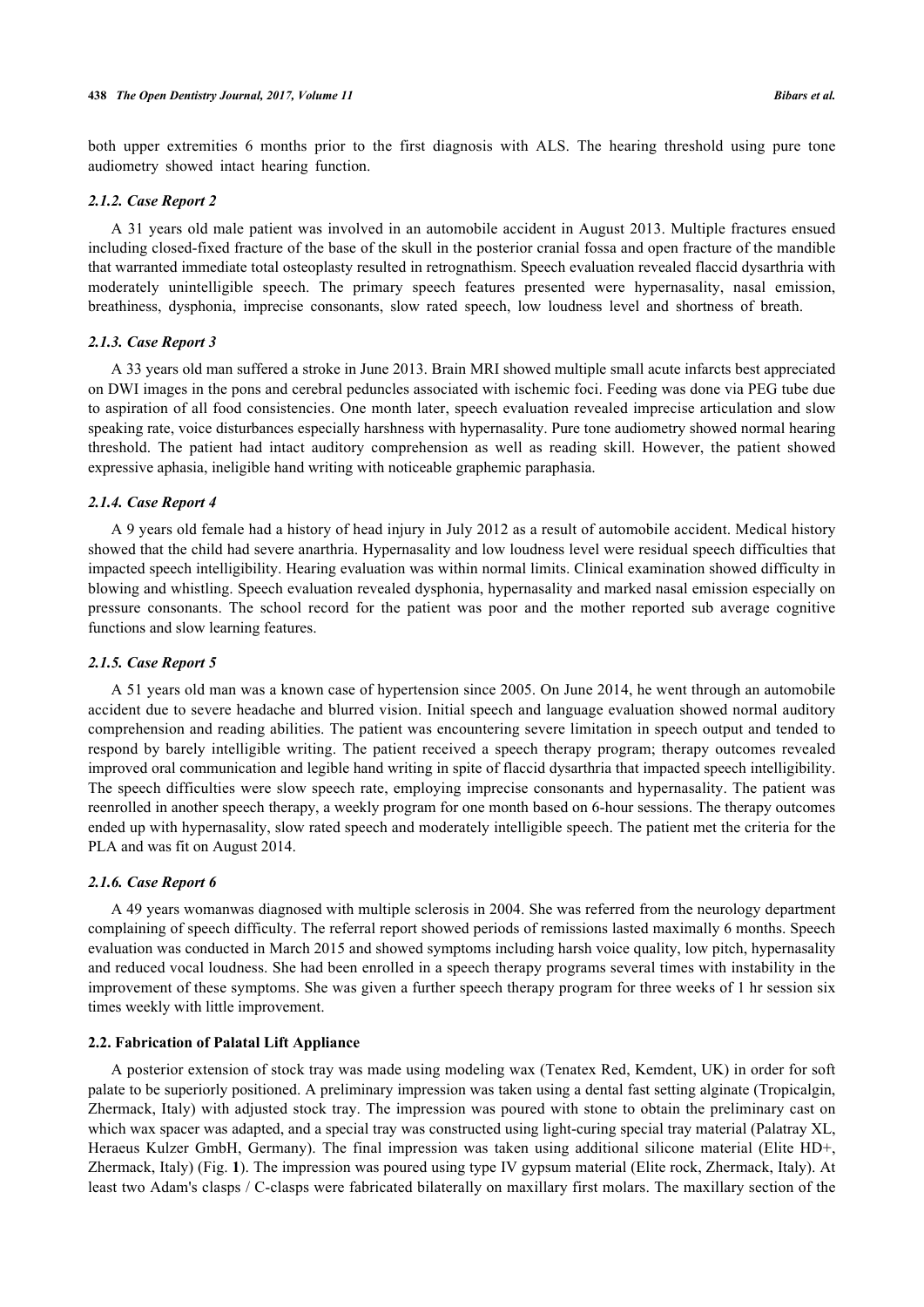both upper extremities 6 months prior to the first diagnosis with ALS. The hearing threshold using pure tone audiometry showed intact hearing function.

#### *2.1.2. Case Report 2*

A 31 years old male patient was involved in an automobile accident in August 2013. Multiple fractures ensued including closed-fixed fracture of the base of the skull in the posterior cranial fossa and open fracture of the mandible that warranted immediate total osteoplasty resulted in retrognathism. Speech evaluation revealed flaccid dysarthria with moderately unintelligible speech. The primary speech features presented were hypernasality, nasal emission, breathiness, dysphonia, imprecise consonants, slow rated speech, low loudness level and shortness of breath.

#### *2.1.3. Case Report 3*

A 33 years old man suffered a stroke in June 2013. Brain MRI showed multiple small acute infarcts best appreciated on DWI images in the pons and cerebral peduncles associated with ischemic foci. Feeding was done via PEG tube due to aspiration of all food consistencies. One month later, speech evaluation revealed imprecise articulation and slow speaking rate, voice disturbances especially harshness with hypernasality. Pure tone audiometry showed normal hearing threshold. The patient had intact auditory comprehension as well as reading skill. However, the patient showed expressive aphasia, ineligible hand writing with noticeable graphemic paraphasia.

#### *2.1.4. Case Report 4*

A 9 years old female had a history of head injury in July 2012 as a result of automobile accident. Medical history showed that the child had severe anarthria. Hypernasality and low loudness level were residual speech difficulties that impacted speech intelligibility. Hearing evaluation was within normal limits. Clinical examination showed difficulty in blowing and whistling. Speech evaluation revealed dysphonia, hypernasality and marked nasal emission especially on pressure consonants. The school record for the patient was poor and the mother reported sub average cognitive functions and slow learning features.

#### *2.1.5. Case Report 5*

A 51 years old man was a known case of hypertension since 2005. On June 2014, he went through an automobile accident due to severe headache and blurred vision. Initial speech and language evaluation showed normal auditory comprehension and reading abilities. The patient was encountering severe limitation in speech output and tended to respond by barely intelligible writing. The patient received a speech therapy program; therapy outcomes revealed improved oral communication and legible hand writing in spite of flaccid dysarthria that impacted speech intelligibility. The speech difficulties were slow speech rate, employing imprecise consonants and hypernasality. The patient was reenrolled in another speech therapy, a weekly program for one month based on 6-hour sessions. The therapy outcomes ended up with hypernasality, slow rated speech and moderately intelligible speech. The patient met the criteria for the PLA and was fit on August 2014.

#### *2.1.6. Case Report 6*

A 49 years womanwas diagnosed with multiple sclerosis in 2004. She was referred from the neurology department complaining of speech difficulty. The referral report showed periods of remissions lasted maximally 6 months. Speech evaluation was conducted in March 2015 and showed symptoms including harsh voice quality, low pitch, hypernasality and reduced vocal loudness. She had been enrolled in a speech therapy programs several times with instability in the improvement of these symptoms. She was given a further speech therapy program for three weeks of 1 hr session six times weekly with little improvement.

### 2.2. Fabrication of Palatal Lift Appliance

A posterior extension of stock tray was made using modeling wax (Tenatex Red, Kemdent, UK) in order for soft palate to be superiorly positioned. A preliminary impression was taken using a dental fast setting alginate (Tropicalgin, Zhermack, Italy) with adjusted stock tray. The impression was poured with stone to obtain the preliminary cast on which wax spacer was adapted, and a special tray was constructed using light-curing special tray material (Palatray XL, Heraeus Kulzer GmbH, Germany). The final impression was taken using additional silicone material (Elite HD+, Zhermack, Italy) (Fig. **1**). The impression was poured using type IV gypsum material (Elite rock, Zhermack, Italy). At least two Adam's clasps / C-clasps were fabricated bilaterally on maxillary first molars. The maxillary section of the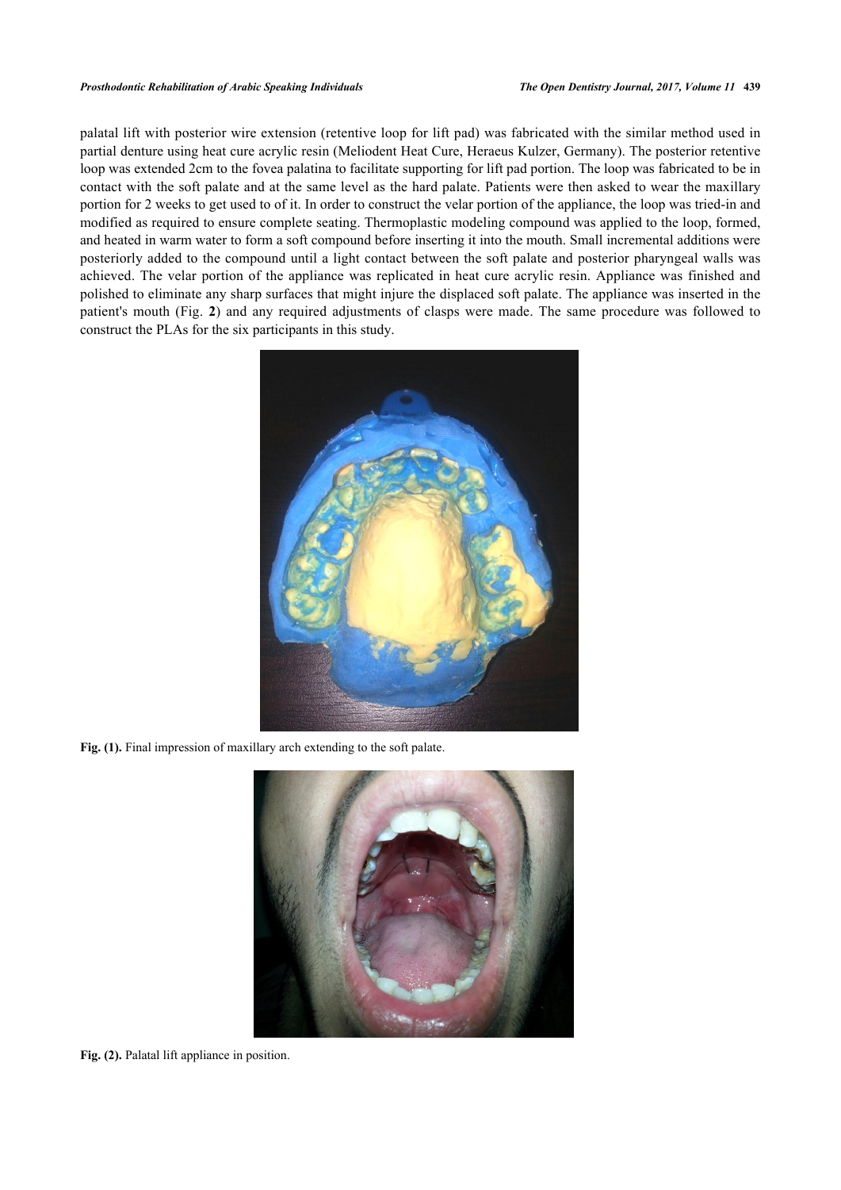palatal lift with posterior wire extension (retentive loop for lift pad) was fabricated with the similar method used in partial denture using heat cure acrylic resin (Meliodent Heat Cure, Heraeus Kulzer, Germany). The posterior retentive loop was extended 2cm to the fovea palatina to facilitate supporting for lift pad portion. The loop was fabricated to be in contact with the soft palate and at the same level as the hard palate. Patients were then asked to wear the maxillary portion for 2 weeks to get used to of it. In order to construct the velar portion of the appliance, the loop was tried-in and modified as required to ensure complete seating. Thermoplastic modeling compound was applied to the loop, formed, and heated in warm water to form a soft compound before inserting it into the mouth. Small incremental additions were posteriorly added to the compound until a light contact between the soft palate and posterior pharyngeal walls was achieved. The velar portion of the appliance was replicated in heat cure acrylic resin. Appliance was finished and polished to eliminate any sharp surfaces that might injure the displaced soft palate. The appliance was inserted in the patient's mouth (Fig. **2**) and any required adjustments of clasps were made. The same procedure was followed to construct the PLAs for the six participants in this study.

**Fig. (1).** Final impression of maxillary arch extending to the soft palate.

**Fig. (2).** Palatal lift appliance in position.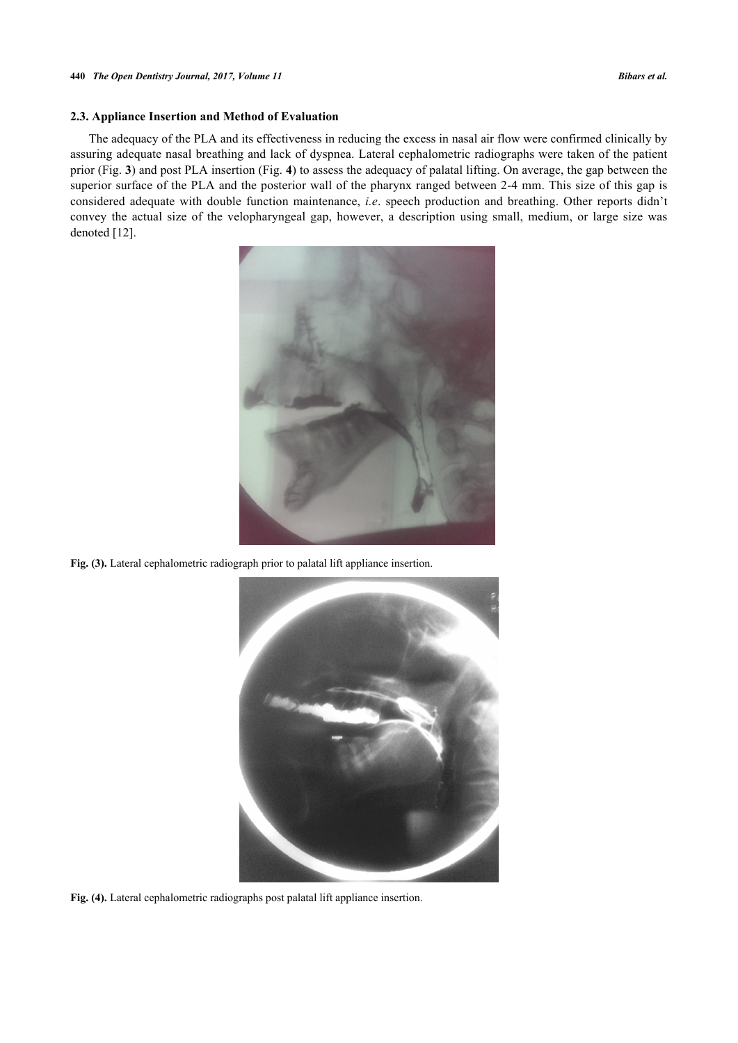### 2.3. Appliance Insertion and Method of Evaluation

The adequacy of the PLA and its effectiveness in reducing the excess in nasal air flow were confirmed clinically by assuring adequate nasal breathing and lack of dyspnea. Lateral cephalometric radiographs were taken of the patient prior (Fig. **3**) and post PLA insertion (Fig. **4**) to assess the adequacy of palatal lifting. On average, the gap between the superior surface of the PLA and the posterior wall of the pharynx ranged between 2-4 mm. This size of this gap is considered adequate with double function maintenance, *i.e*. speech production and breathing. Other reports didn't convey the actual size of the velopharyngeal gap, however, a description using small, medium, or large size was denoted [12].

**Fig. (3).** Lateral cephalometric radiograph prior to palatal lift appliance insertion.

**Fig. (4).** Lateral cephalometric radiographs post palatal lift appliance insertion.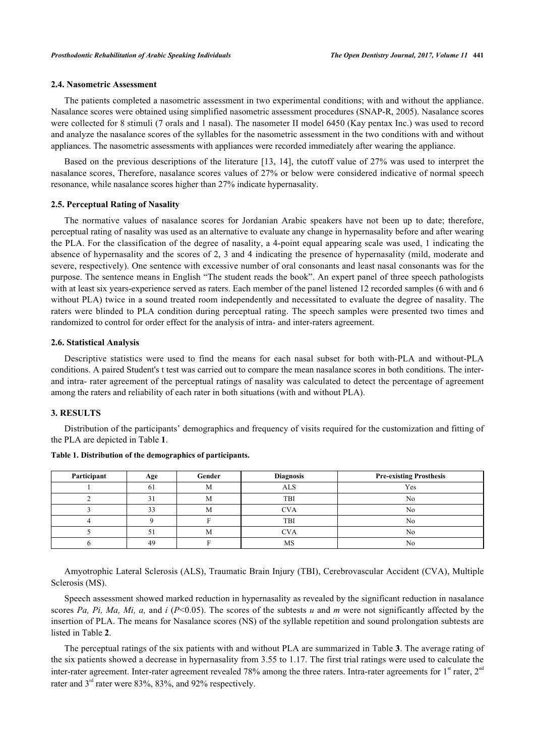### 2.4. Nasometric Assessment

The patients completed a nasometric assessment in two experimental conditions; with and without the appliance. Nasalance scores were obtained using simplified nasometric assessment procedures (SNAP-R, 2005). Nasalance scores were collected for 8 stimuli (7 orals and 1 nasal). The nasometer II model 6450 (Kay pentax Inc.) was used to record and analyze the nasalance scores of the syllables for the nasometric assessment in the two conditions with and without appliances. The nasometric assessments with appliances were recorded immediately after wearing the appliance.

Based on the previous descriptions of the literature [13, 14], the cutoff value of 27% was used to interpret the nasalance scores, Therefore, nasalance scores values of 27% or below were considered indicative of normal speech resonance, while nasalance scores higher than 27% indicate hypernasality.

### 2.5. Perceptual Rating of Nasality

The normative values of nasalance scores for Jordanian Arabic speakers have not been up to date; therefore, perceptual rating of nasality was used as an alternative to evaluate any change in hypernasality before and after wearing the PLA. For the classification of the degree of nasality, a 4-point equal appearing scale was used, 1 indicating the absence of hypernasality and the scores of 2, 3 and 4 indicating the presence of hypernasality (mild, moderate and severe, respectively). One sentence with excessive number of oral consonants and least nasal consonants was for the purpose. The sentence means in English "The student reads the book". An expert panel of three speech pathologists with at least six years-experience served as raters. Each member of the panel listened 12 recorded samples (6 with and 6 without PLA) twice in a sound treated room independently and necessitated to evaluate the degree of nasality. The raters were blinded to PLA condition during perceptual rating. The speech samples were presented two times and randomized to control for order effect for the analysis of intra- and inter-raters agreement.

### 2.6. Statistical Analysis

Descriptive statistics were used to find the means for each nasal subset for both with-PLA and without-PLA conditions. A paired Student's t test was carried out to compare the mean nasalance scores in both conditions. The inter- and intra- rater agreement of the perceptual ratings of nasality was calculated to detect the percentage of agreement among the raters and reliability of each rater in both situations (with and without PLA).

## 3. RESULTS

Distribution of the participants' demographics and frequency of visits required for the customization and fitting of the PLA are depicted in Table **1**.

**Table 1. Distribution of the demographics of participants.**

| Participant | Age | Gender | Diagnosis | Pre-existing Prosthesis |
|---|---|---|---|---|
| 1 | 61 | M | ALS | Yes |
| 2 | 31 | M | TBI | No |
| 3 | 33 | M | CVA | No |
| 4 | 9 | F | TBI | No |
| 5 | 51 | M | CVA | No |
| 6 | 49 | F | MS | No |

Amyotrophic Lateral Sclerosis (ALS), Traumatic Brain Injury (TBI), Cerebrovascular Accident (CVA), Multiple Sclerosis (MS).

Speech assessment showed marked reduction in hypernasality as revealed by the significant reduction in nasalance scores *Pa, Pi, Ma, Mi, a,* and *i* ($P<0.05$). The scores of the subtests *u* and *m* were not significantly affected by the insertion of PLA. The means for Nasalance scores (NS) of the syllable repetition and sound prolongation subtests are listed in Table **2**.

The perceptual ratings of the six patients with and without PLA are summarized in Table **3**. The average rating of the six patients showed a decrease in hypernasality from 3.55 to 1.17. The first trial ratings were used to calculate the inter-rater agreement. Inter-rater agreement revealed 78% among the three raters. Intra-rater agreements for 1st rater, 2nd rater and 3rd rater were 83%, 83%, and 92% respectively.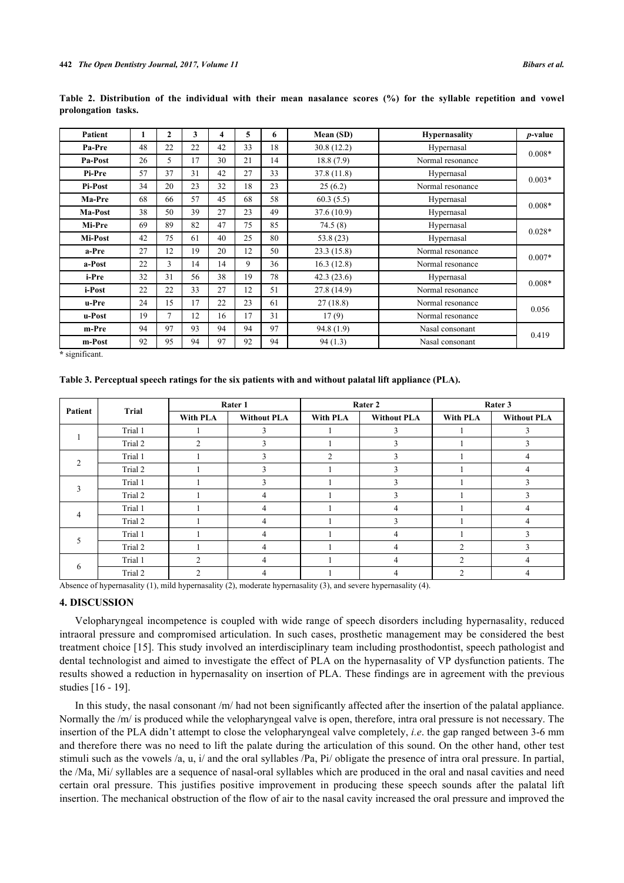**Table 2. Distribution of the individual with their mean nasalance scores (%) for the syllable repetition and vowel prolongation tasks.**

| Patient | 1 | 2 | 3 | 4 | 5 | 6 | Mean (SD) | Hypernasality | *p*-value |
|---|---|---|---|---|---|---|---|---|---|
| Pa-Pre | 48 | 22 | 22 | 42 | 33 | 18 | 30.8 (12.2) | Hypernasal | 0.008* |
| Pa-Post | 26 | 5 | 17 | 30 | 21 | 14 | 18.8 (7.9) | Normal resonance | |
| Pi-Pre | 57 | 37 | 31 | 42 | 27 | 33 | 37.8 (11.8) | Hypernasal | 0.003* |
| Pi-Post | 34 | 20 | 23 | 32 | 18 | 23 | 25 (6.2) | Normal resonance | |
| Ma-Pre | 68 | 66 | 57 | 45 | 68 | 58 | 60.3 (5.5) | Hypernasal | 0.008* |
| Ma-Post | 38 | 50 | 39 | 27 | 23 | 49 | 37.6 (10.9) | Hypernasal | |
| Mi-Pre | 69 | 89 | 82 | 47 | 75 | 85 | 74.5 (8) | Hypernasal | 0.028* |
| Mi-Post | 42 | 75 | 61 | 40 | 25 | 80 | 53.8 (23) | Hypernasal | |
| a-Pre | 27 | 12 | 19 | 20 | 12 | 50 | 23.3 (15.8) | Normal resonance | 0.007* |
| a-Post | 22 | 3 | 14 | 14 | 9 | 36 | 16.3 (12.8) | Normal resonance | |
| i-Pre | 32 | 31 | 56 | 38 | 19 | 78 | 42.3 (23.6) | Hypernasal | 0.008* |
| i-Post | 22 | 22 | 33 | 27 | 12 | 51 | 27.8 (14.9) | Normal resonance | |
| u-Pre | 24 | 15 | 17 | 22 | 23 | 61 | 27 (18.8) | Normal resonance | 0.056 |
| u-Post | 19 | 7 | 12 | 16 | 17 | 31 | 17 (9) | Normal resonance | |
| m-Pre | 94 | 97 | 93 | 94 | 94 | 97 | 94.8 (1.9) | Nasal consonant | 0.419 |
| m-Post | 92 | 95 | 94 | 97 | 92 | 94 | 94 (1.3) | Nasal consonant | |

**\*** significant.

**Table 3. Perceptual speech ratings for the six patients with and without palatal lift appliance (PLA).**

| Patient | Trial | Rater 1 | | Rater 2 | | Rater 3 | |
|---|---|---|---|---|---|---|---|
| | | With PLA | Without PLA | With PLA | Without PLA | With PLA | Without PLA |
| 1 | Trial 1 | 1 | 3 | 1 | 3 | 1 | 3 |
| | Trial 2 | 2 | 3 | 1 | 3 | 1 | 3 |
| 2 | Trial 1 | 1 | 3 | 2 | 3 | 1 | 4 |
| | Trial 2 | 1 | 3 | 1 | 3 | 1 | 4 |
| 3 | Trial 1 | 1 | 3 | 1 | 3 | 1 | 3 |
| | Trial 2 | 1 | 4 | 1 | 3 | 1 | 3 |
| 4 | Trial 1 | 1 | 4 | 1 | 4 | 1 | 4 |
| | Trial 2 | 1 | 4 | 1 | 3 | 1 | 4 |
| 5 | Trial 1 | 1 | 4 | 1 | 4 | 1 | 3 |
| | Trial 2 | 1 | 4 | 1 | 4 | 2 | 3 |
| 6 | Trial 1 | 2 | 4 | 1 | 4 | 2 | 4 |
| | Trial 2 | 2 | 4 | 1 | 4 | 2 | 4 |

Absence of hypernasality (1), mild hypernasality (2), moderate hypernasality (3), and severe hypernasality (4).

## 4. DISCUSSION

Velopharyngeal incompetence is coupled with wide range of speech disorders including hypernasality, reduced intraoral pressure and compromised articulation. In such cases, prosthetic management may be considered the best treatment choice [15]. This study involved an interdisciplinary team including prosthodontist, speech pathologist and dental technologist and aimed to investigate the effect of PLA on the hypernasality of VP dysfunction patients. The results showed a reduction in hypernasality on insertion of PLA. These findings are in agreement with the previous studies [16 - 19].

In this study, the nasal consonant /m/ had not been significantly affected after the insertion of the palatal appliance. Normally the /m/ is produced while the velopharyngeal valve is open, therefore, intra oral pressure is not necessary. The insertion of the PLA didn't attempt to close the velopharyngeal valve completely, *i.e*. the gap ranged between 3-6 mm and therefore there was no need to lift the palate during the articulation of this sound. On the other hand, other test stimuli such as the vowels /a, u, i/ and the oral syllables /Pa, Pi/ obligate the presence of intra oral pressure. In partial, the /Ma, Mi/ syllables are a sequence of nasal-oral syllables which are produced in the oral and nasal cavities and need certain oral pressure. This justifies positive improvement in producing these speech sounds after the palatal lift insertion. The mechanical obstruction of the flow of air to the nasal cavity increased the oral pressure and improved the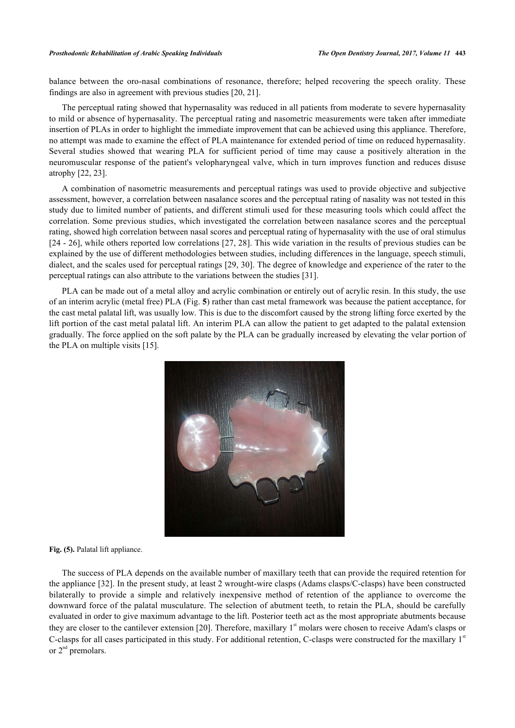balance between the oro-nasal combinations of resonance, therefore; helped recovering the speech orality. These findings are also in agreement with previous studies [20, 21].

The perceptual rating showed that hypernasality was reduced in all patients from moderate to severe hypernasality to mild or absence of hypernasality. The perceptual rating and nasometric measurements were taken after immediate insertion of PLAs in order to highlight the immediate improvement that can be achieved using this appliance. Therefore, no attempt was made to examine the effect of PLA maintenance for extended period of time on reduced hypernasality. Several studies showed that wearing PLA for sufficient period of time may cause a positively alteration in the neuromuscular response of the patient's velopharyngeal valve, which in turn improves function and reduces disuse atrophy [22, 23].

A combination of nasometric measurements and perceptual ratings was used to provide objective and subjective assessment, however, a correlation between nasalance scores and the perceptual rating of nasality was not tested in this study due to limited number of patients, and different stimuli used for these measuring tools which could affect the correlation. Some previous studies, which investigated the correlation between nasalance scores and the perceptual rating, showed high correlation between nasal scores and perceptual rating of hypernasality with the use of oral stimulus [24 - 26], while others reported low correlations [27, 28]. This wide variation in the results of previous studies can be explained by the use of different methodologies between studies, including differences in the language, speech stimuli, dialect, and the scales used for perceptual ratings [29, 30]. The degree of knowledge and experience of the rater to the perceptual ratings can also attribute to the variations between the studies [31].

PLA can be made out of a metal alloy and acrylic combination or entirely out of acrylic resin. In this study, the use of an interim acrylic (metal free) PLA (Fig. **5**) rather than cast metal framework was because the patient acceptance, for the cast metal palatal lift, was usually low. This is due to the discomfort caused by the strong lifting force exerted by the lift portion of the cast metal palatal lift. An interim PLA can allow the patient to get adapted to the palatal extension gradually. The force applied on the soft palate by the PLA can be gradually increased by elevating the velar portion of the PLA on multiple visits [15].

**Fig. (5).** Palatal lift appliance.

The success of PLA depends on the available number of maxillary teeth that can provide the required retention for the appliance [32]. In the present study, at least 2 wrought-wire clasps (Adams clasps/C-clasps) have been constructed bilaterally to provide a simple and relatively inexpensive method of retention of the appliance to overcome the downward force of the palatal musculature. The selection of abutment teeth, to retain the PLA, should be carefully evaluated in order to give maximum advantage to the lift. Posterior teeth act as the most appropriate abutments because they are closer to the cantilever extension [20]. Therefore, maxillary 1st molars were chosen to receive Adam's clasps or C-clasps for all cases participated in this study. For additional retention, C-clasps were constructed for the maxillary 1st or 2nd premolars.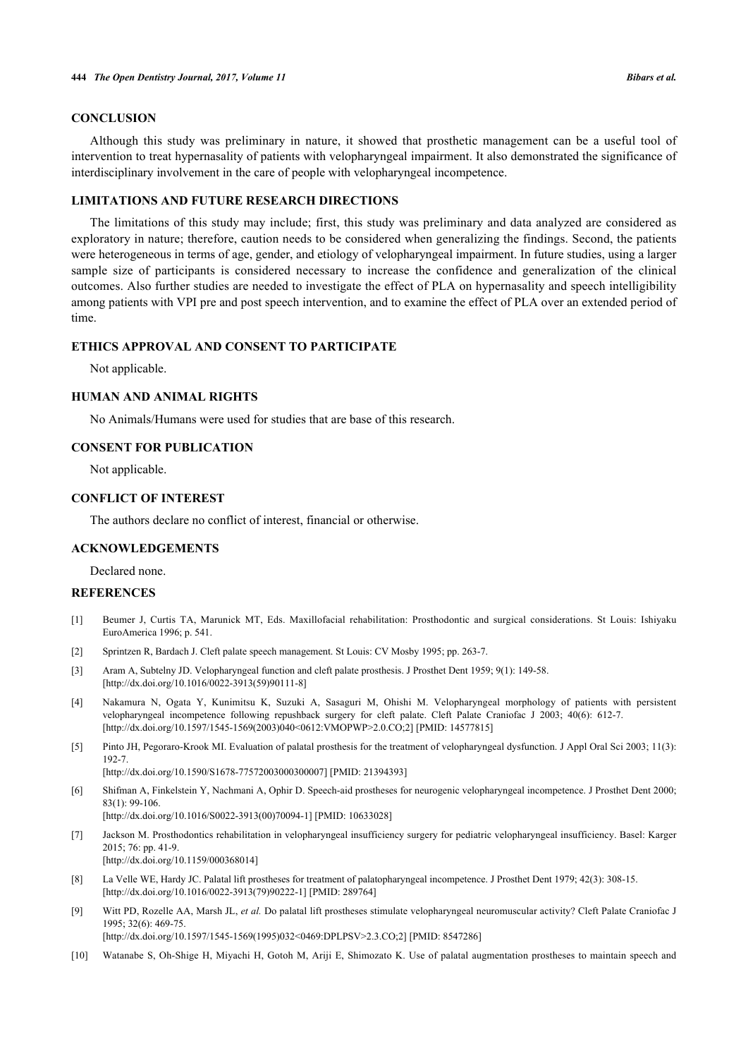## CONCLUSION

Although this study was preliminary in nature, it showed that prosthetic management can be a useful tool of intervention to treat hypernasality of patients with velopharyngeal impairment. It also demonstrated the significance of interdisciplinary involvement in the care of people with velopharyngeal incompetence.

## LIMITATIONS AND FUTURE RESEARCH DIRECTIONS

The limitations of this study may include; first, this study was preliminary and data analyzed are considered as exploratory in nature; therefore, caution needs to be considered when generalizing the findings. Second, the patients were heterogeneous in terms of age, gender, and etiology of velopharyngeal impairment. In future studies, using a larger sample size of participants is considered necessary to increase the confidence and generalization of the clinical outcomes. Also further studies are needed to investigate the effect of PLA on hypernasality and speech intelligibility among patients with VPI pre and post speech intervention, and to examine the effect of PLA over an extended period of time.

## ETHICS APPROVAL AND CONSENT TO PARTICIPATE

Not applicable.

## HUMAN AND ANIMAL RIGHTS

No Animals/Humans were used for studies that are base of this research.

## CONSENT FOR PUBLICATION

Not applicable.

## CONFLICT OF INTEREST

The authors declare no conflict of interest, financial or otherwise.

## ACKNOWLEDGEMENTS

Declared none.

## REFERENCES

[1] Beumer J, Curtis TA, Marunick MT, Eds. Maxillofacial rehabilitation: Prosthodontic and surgical considerations. St Louis: Ishiyaku EuroAmerica 1996; p. 541.

[2] Sprintzen R, Bardach J. Cleft palate speech management. St Louis: CV Mosby 1995; pp. 263-7.

[3] Aram A, Subtelny JD. Velopharyngeal function and cleft palate prosthesis. J Prosthet Dent 1959; 9(1): 149-58. [http://dx.doi.org/10.1016/0022-3913(59)90111-8]

[4] Nakamura N, Ogata Y, Kunimitsu K, Suzuki A, Sasaguri M, Ohishi M. Velopharyngeal morphology of patients with persistent velopharyngeal incompetence following repushback surgery for cleft palate. Cleft Palate Craniofac J 2003; 40(6): 612-7. [http://dx.doi.org/10.1597/1545-1569(2003)040<0612:VMOPWP>2.0.CO;2] [PMID: 14577815]

[5] Pinto JH, Pegoraro-Krook MI. Evaluation of palatal prosthesis for the treatment of velopharyngeal dysfunction. J Appl Oral Sci 2003; 11(3): 192-7. [http://dx.doi.org/10.1590/S1678-77572003000300007] [PMID: 21394393]

[6] Shifman A, Finkelstein Y, Nachmani A, Ophir D. Speech-aid prostheses for neurogenic velopharyngeal incompetence. J Prosthet Dent 2000; 83(1): 99-106. [http://dx.doi.org/10.1016/S0022-3913(00)70094-1] [PMID: 10633028]

[7] Jackson M. Prosthodontics rehabilitation in velopharyngeal insufficiency surgery for pediatric velopharyngeal insufficiency. Basel: Karger 2015; 76: pp. 41-9. [http://dx.doi.org/10.1159/000368014]

[8] La Velle WE, Hardy JC. Palatal lift prostheses for treatment of palatopharyngeal incompetence. J Prosthet Dent 1979; 42(3): 308-15. [http://dx.doi.org/10.1016/0022-3913(79)90222-1] [PMID: 289764]

[9] Witt PD, Rozelle AA, Marsh JL, *et al.* Do palatal lift prostheses stimulate velopharyngeal neuromuscular activity? Cleft Palate Craniofac J 1995; 32(6): 469-75. [http://dx.doi.org/10.1597/1545-1569(1995)032<0469:DPLPSV>2.3.CO;2] [PMID: 8547286]

[10] Watanabe S, Oh-Shige H, Miyachi H, Gotoh M, Ariji E, Shimozato K. Use of palatal augmentation prostheses to maintain speech and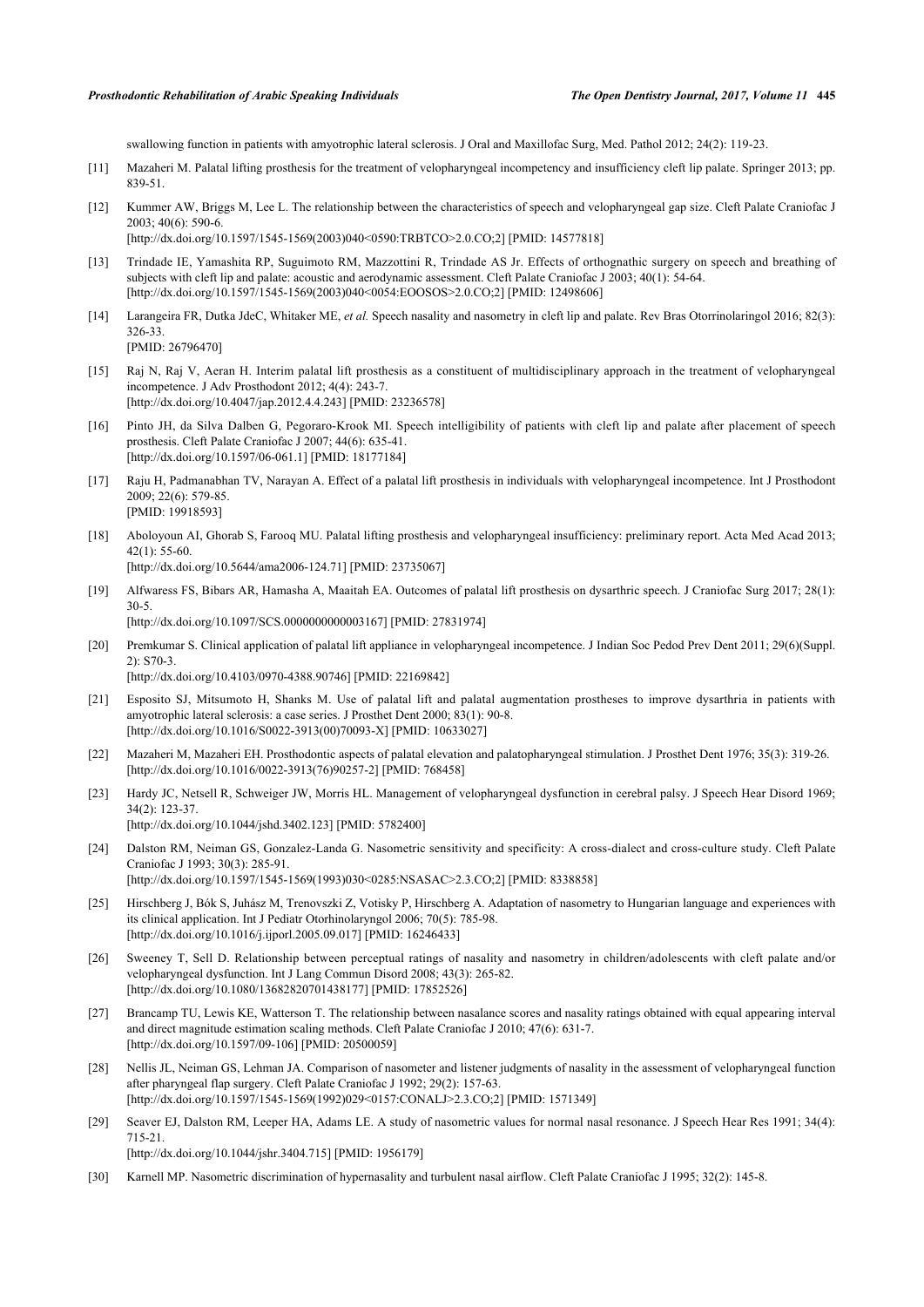swallowing function in patients with amyotrophic lateral sclerosis. J Oral and Maxillofac Surg, Med. Pathol 2012; 24(2): 119-23.

[11] Mazaheri M. Palatal lifting prosthesis for the treatment of velopharyngeal incompetency and insufficiency cleft lip palate. Springer 2013; pp. 839-51.

[12] Kummer AW, Briggs M, Lee L. The relationship between the characteristics of speech and velopharyngeal gap size. Cleft Palate Craniofac J 2003; 40(6): 590-6.
[http://dx.doi.org/10.1597/1545-1569(2003)040<0590:TRBTCO>2.0.CO;2] [PMID: 14577818]

[13] Trindade IE, Yamashita RP, Suguimoto RM, Mazzottini R, Trindade AS Jr. Effects of orthognathic surgery on speech and breathing of subjects with cleft lip and palate: acoustic and aerodynamic assessment. Cleft Palate Craniofac J 2003; 40(1): 54-64.
[http://dx.doi.org/10.1597/1545-1569(2003)040<0054:EOOSOS>2.0.CO;2] [PMID: 12498606]

[14] Larangeira FR, Dutka JdeC, Whitaker ME, *et al.* Speech nasality and nasometry in cleft lip and palate. Rev Bras Otorrinolaringol 2016; 82(3): 326-33.
[PMID: 26796470]

[15] Raj N, Raj V, Aeran H. Interim palatal lift prosthesis as a constituent of multidisciplinary approach in the treatment of velopharyngeal incompetence. J Adv Prosthodont 2012; 4(4): 243-7.
[http://dx.doi.org/10.4047/jap.2012.4.4.243] [PMID: 23236578]

[16] Pinto JH, da Silva Dalben G, Pegoraro-Krook MI. Speech intelligibility of patients with cleft lip and palate after placement of speech prosthesis. Cleft Palate Craniofac J 2007; 44(6): 635-41.
[http://dx.doi.org/10.1597/06-061.1] [PMID: 18177184]

[17] Raju H, Padmanabhan TV, Narayan A. Effect of a palatal lift prosthesis in individuals with velopharyngeal incompetence. Int J Prosthodont 2009; 22(6): 579-85.
[PMID: 19918593]

[18] Aboloyoun AI, Ghorab S, Farooq MU. Palatal lifting prosthesis and velopharyngeal insufficiency: preliminary report. Acta Med Acad 2013; 42(1): 55-60.
[http://dx.doi.org/10.5644/ama2006-124.71] [PMID: 23735067]

[19] Alfwaress FS, Bibars AR, Hamasha A, Maaitah EA. Outcomes of palatal lift prosthesis on dysarthric speech. J Craniofac Surg 2017; 28(1): 30-5.
[http://dx.doi.org/10.1097/SCS.0000000000003167] [PMID: 27831974]

[20] Premkumar S. Clinical application of palatal lift appliance in velopharyngeal incompetence. J Indian Soc Pedod Prev Dent 2011; 29(6)(Suppl. 2): S70-3.
[http://dx.doi.org/10.4103/0970-4388.90746] [PMID: 22169842]

[21] Esposito SJ, Mitsumoto H, Shanks M. Use of palatal lift and palatal augmentation prostheses to improve dysarthria in patients with amyotrophic lateral sclerosis: a case series. J Prosthet Dent 2000; 83(1): 90-8.
[http://dx.doi.org/10.1016/S0022-3913(00)70093-X] [PMID: 10633027]

[22] Mazaheri M, Mazaheri EH. Prosthodontic aspects of palatal elevation and palatopharyngeal stimulation. J Prosthet Dent 1976; 35(3): 319-26.
[http://dx.doi.org/10.1016/0022-3913(76)90257-2] [PMID: 768458]

[23] Hardy JC, Netsell R, Schweiger JW, Morris HL. Management of velopharyngeal dysfunction in cerebral palsy. J Speech Hear Disord 1969; 34(2): 123-37.
[http://dx.doi.org/10.1044/jshd.3402.123] [PMID: 5782400]

[24] Dalston RM, Neiman GS, Gonzalez-Landa G. Nasometric sensitivity and specificity: A cross-dialect and cross-culture study. Cleft Palate Craniofac J 1993; 30(3): 285-91.
[http://dx.doi.org/10.1597/1545-1569(1993)030<0285:NSASAC>2.3.CO;2] [PMID: 8338858]

[25] Hirschberg J, Bók S, Juhász M, Trenovszki Z, Votisky P, Hirschberg A. Adaptation of nasometry to Hungarian language and experiences with its clinical application. Int J Pediatr Otorhinolaryngol 2006; 70(5): 785-98.
[http://dx.doi.org/10.1016/j.ijporl.2005.09.017] [PMID: 16246433]

[26] Sweeney T, Sell D. Relationship between perceptual ratings of nasality and nasometry in children/adolescents with cleft palate and/or velopharyngeal dysfunction. Int J Lang Commun Disord 2008; 43(3): 265-82.
[http://dx.doi.org/10.1080/13682820701438177] [PMID: 17852526]

[27] Brancamp TU, Lewis KE, Watterson T. The relationship between nasalance scores and nasality ratings obtained with equal appearing interval and direct magnitude estimation scaling methods. Cleft Palate Craniofac J 2010; 47(6): 631-7.
[http://dx.doi.org/10.1597/09-106] [PMID: 20500059]

[28] Nellis JL, Neiman GS, Lehman JA. Comparison of nasometer and listener judgments of nasality in the assessment of velopharyngeal function after pharyngeal flap surgery. Cleft Palate Craniofac J 1992; 29(2): 157-63.
[http://dx.doi.org/10.1597/1545-1569(1992)029<0157:CONALJ>2.3.CO;2] [PMID: 1571349]

[29] Seaver EJ, Dalston RM, Leeper HA, Adams LE. A study of nasometric values for normal nasal resonance. J Speech Hear Res 1991; 34(4): 715-21.
[http://dx.doi.org/10.1044/jshr.3404.715] [PMID: 1956179]

[30] Karnell MP. Nasometric discrimination of hypernasality and turbulent nasal airflow. Cleft Palate Craniofac J 1995; 32(2): 145-8.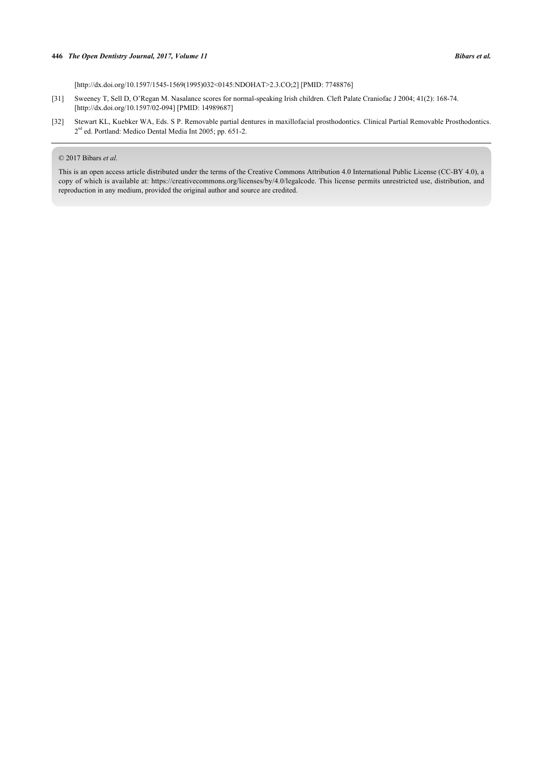[http://dx.doi.org/10.1597/1545-1569(1995)032<0145:NDOHAT>2.3.CO;2] [PMID: 7748876]

[31] Sweeney T, Sell D, O'Regan M. Nasalance scores for normal-speaking Irish children. Cleft Palate Craniofac J 2004; 41(2): 168-74. [http://dx.doi.org/10.1597/02-094] [PMID: 14989687]

[32] Stewart KL, Kuebker WA, Eds. S P. Removable partial dentures in maxillofacial prosthodontics. Clinical Partial Removable Prosthodontics. 2nd ed. Portland: Medico Dental Media Int 2005; pp. 651-2.

---

© 2017 Bibars *et al.*

This is an open access article distributed under the terms of the Creative Commons Attribution 4.0 International Public License (CC-BY 4.0), a copy of which is available at: https://creativecommons.org/licenses/by/4.0/legalcode. This license permits unrestricted use, distribution, and reproduction in any medium, provided the original author and source are credited.